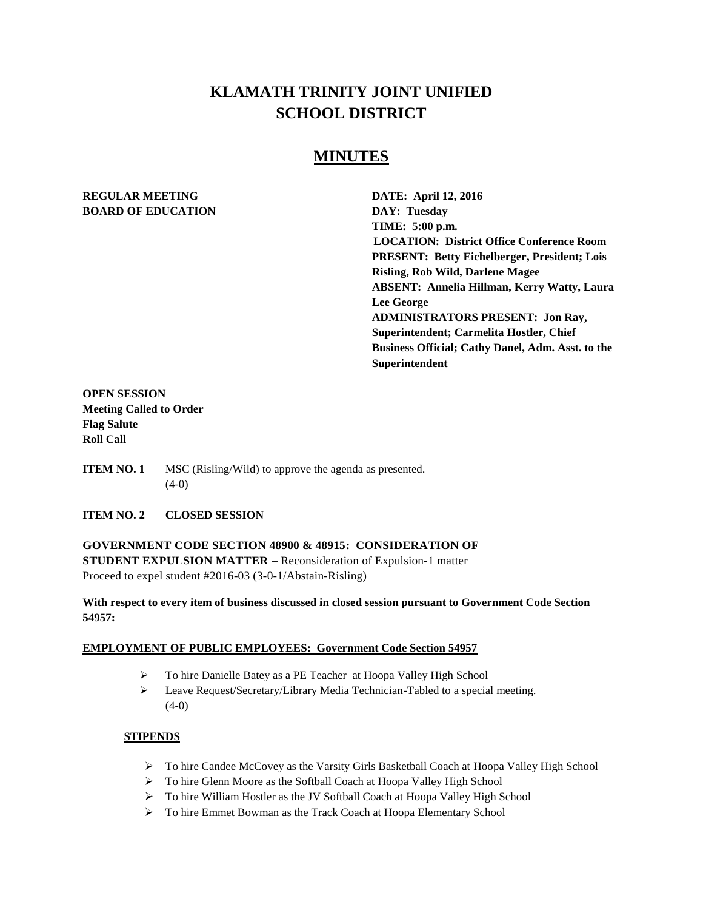# KLAMATH TRINITY JOINT UNIFIED SCHOOL DISTRICT

## MINUTES

**REGULAR MEETING**
**BOARD OF EDUCATION**

**DATE: April 12, 2016**
**DAY: Tuesday**
**TIME: 5:00 p.m.**
**LOCATION: District Office Conference Room**
**PRESENT: Betty Eichelberger, President; Lois Risling, Rob Wild, Darlene Magee**
**ABSENT: Annelia Hillman, Kerry Watty, Laura Lee George**
**ADMINISTRATORS PRESENT: Jon Ray, Superintendent; Carmelita Hostler, Chief Business Official; Cathy Danel, Adm. Asst. to the Superintendent**

**OPEN SESSION**
**Meeting Called to Order**
**Flag Salute**
**Roll Call**

**ITEM NO. 1** MSC (Risling/Wild) to approve the agenda as presented. (4-0)

**ITEM NO. 2 CLOSED SESSION**

**GOVERNMENT CODE SECTION 48900 & 48915: CONSIDERATION OF STUDENT EXPULSION MATTER –** Reconsideration of Expulsion-1 matter
Proceed to expel student #2016-03 (3-0-1/Abstain-Risling)

**With respect to every item of business discussed in closed session pursuant to Government Code Section 54957:**

**EMPLOYMENT OF PUBLIC EMPLOYEES: Government Code Section 54957**

- To hire Danielle Batey as a PE Teacher at Hoopa Valley High School
- Leave Request/Secretary/Library Media Technician-Tabled to a special meeting. (4-0)

**STIPENDS**

- To hire Candee McCovey as the Varsity Girls Basketball Coach at Hoopa Valley High School
- To hire Glenn Moore as the Softball Coach at Hoopa Valley High School
- To hire William Hostler as the JV Softball Coach at Hoopa Valley High School
- To hire Emmet Bowman as the Track Coach at Hoopa Elementary School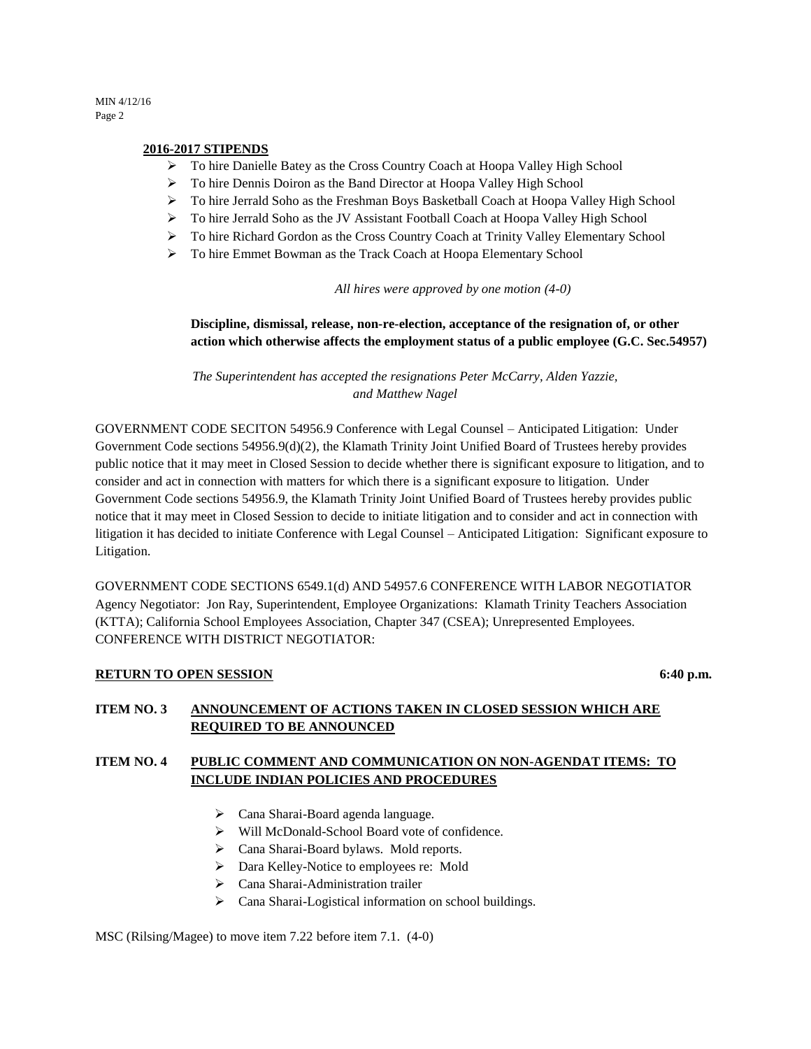**2016-2017 STIPENDS**

- To hire Danielle Batey as the Cross Country Coach at Hoopa Valley High School
- To hire Dennis Doiron as the Band Director at Hoopa Valley High School
- To hire Jerrald Soho as the Freshman Boys Basketball Coach at Hoopa Valley High School
- To hire Jerrald Soho as the JV Assistant Football Coach at Hoopa Valley High School
- To hire Richard Gordon as the Cross Country Coach at Trinity Valley Elementary School
- To hire Emmet Bowman as the Track Coach at Hoopa Elementary School

*All hires were approved by one motion (4-0)*

**Discipline, dismissal, release, non-re-election, acceptance of the resignation of, or other action which otherwise affects the employment status of a public employee (G.C. Sec.54957)**

*The Superintendent has accepted the resignations Peter McCarry, Alden Yazzie, and Matthew Nagel*

GOVERNMENT CODE SECITON 54956.9 Conference with Legal Counsel – Anticipated Litigation: Under Government Code sections 54956.9(d)(2), the Klamath Trinity Joint Unified Board of Trustees hereby provides public notice that it may meet in Closed Session to decide whether there is significant exposure to litigation, and to consider and act in connection with matters for which there is a significant exposure to litigation. Under Government Code sections 54956.9, the Klamath Trinity Joint Unified Board of Trustees hereby provides public notice that it may meet in Closed Session to decide to initiate litigation and to consider and act in connection with litigation it has decided to initiate Conference with Legal Counsel – Anticipated Litigation: Significant exposure to Litigation.

GOVERNMENT CODE SECTIONS 6549.1(d) AND 54957.6 CONFERENCE WITH LABOR NEGOTIATOR Agency Negotiator: Jon Ray, Superintendent, Employee Organizations: Klamath Trinity Teachers Association (KTTA); California School Employees Association, Chapter 347 (CSEA); Unrepresented Employees. CONFERENCE WITH DISTRICT NEGOTIATOR:

**RETURN TO OPEN SESSION** **6:40 p.m.**

**ITEM NO. 3 ANNOUNCEMENT OF ACTIONS TAKEN IN CLOSED SESSION WHICH ARE REQUIRED TO BE ANNOUNCED**

**ITEM NO. 4 PUBLIC COMMENT AND COMMUNICATION ON NON-AGENDAT ITEMS: TO INCLUDE INDIAN POLICIES AND PROCEDURES**

- Cana Sharai-Board agenda language.
- Will McDonald-School Board vote of confidence.
- Cana Sharai-Board bylaws. Mold reports.
- Dara Kelley-Notice to employees re: Mold
- Cana Sharai-Administration trailer
- Cana Sharai-Logistical information on school buildings.

MSC (Rilsing/Magee) to move item 7.22 before item 7.1. (4-0)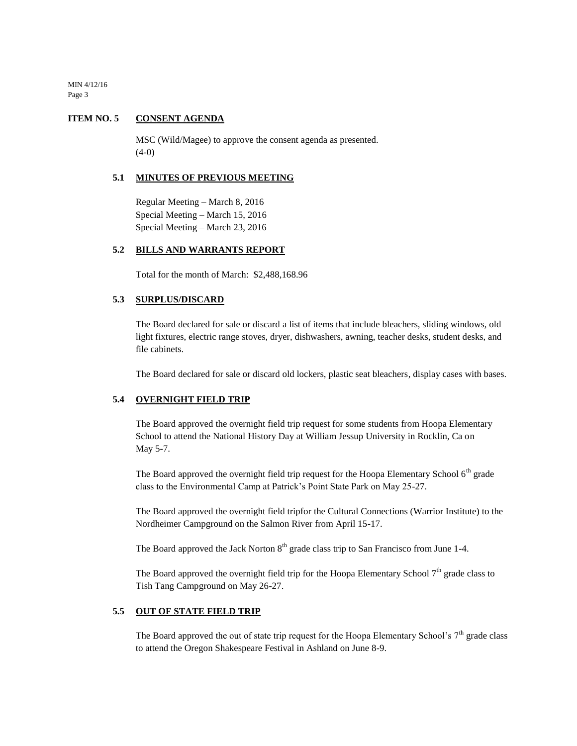## ITEM NO. 5 CONSENT AGENDA

MSC (Wild/Magee) to approve the consent agenda as presented. (4-0)

### 5.1 MINUTES OF PREVIOUS MEETING

Regular Meeting – March 8, 2016
Special Meeting – March 15, 2016
Special Meeting – March 23, 2016

### 5.2 BILLS AND WARRANTS REPORT

Total for the month of March: $2,488,168.96

### 5.3 SURPLUS/DISCARD

The Board declared for sale or discard a list of items that include bleachers, sliding windows, old light fixtures, electric range stoves, dryer, dishwashers, awning, teacher desks, student desks, and file cabinets.

The Board declared for sale or discard old lockers, plastic seat bleachers, display cases with bases.

### 5.4 OVERNIGHT FIELD TRIP

The Board approved the overnight field trip request for some students from Hoopa Elementary School to attend the National History Day at William Jessup University in Rocklin, Ca on May 5-7.

The Board approved the overnight field trip request for the Hoopa Elementary School 6th grade class to the Environmental Camp at Patrick's Point State Park on May 25-27.

The Board approved the overnight field tripfor the Cultural Connections (Warrior Institute) to the Nordheimer Campground on the Salmon River from April 15-17.

The Board approved the Jack Norton 8th grade class trip to San Francisco from June 1-4.

The Board approved the overnight field trip for the Hoopa Elementary School 7th grade class to Tish Tang Campground on May 26-27.

### 5.5 OUT OF STATE FIELD TRIP

The Board approved the out of state trip request for the Hoopa Elementary School's 7th grade class to attend the Oregon Shakespeare Festival in Ashland on June 8-9.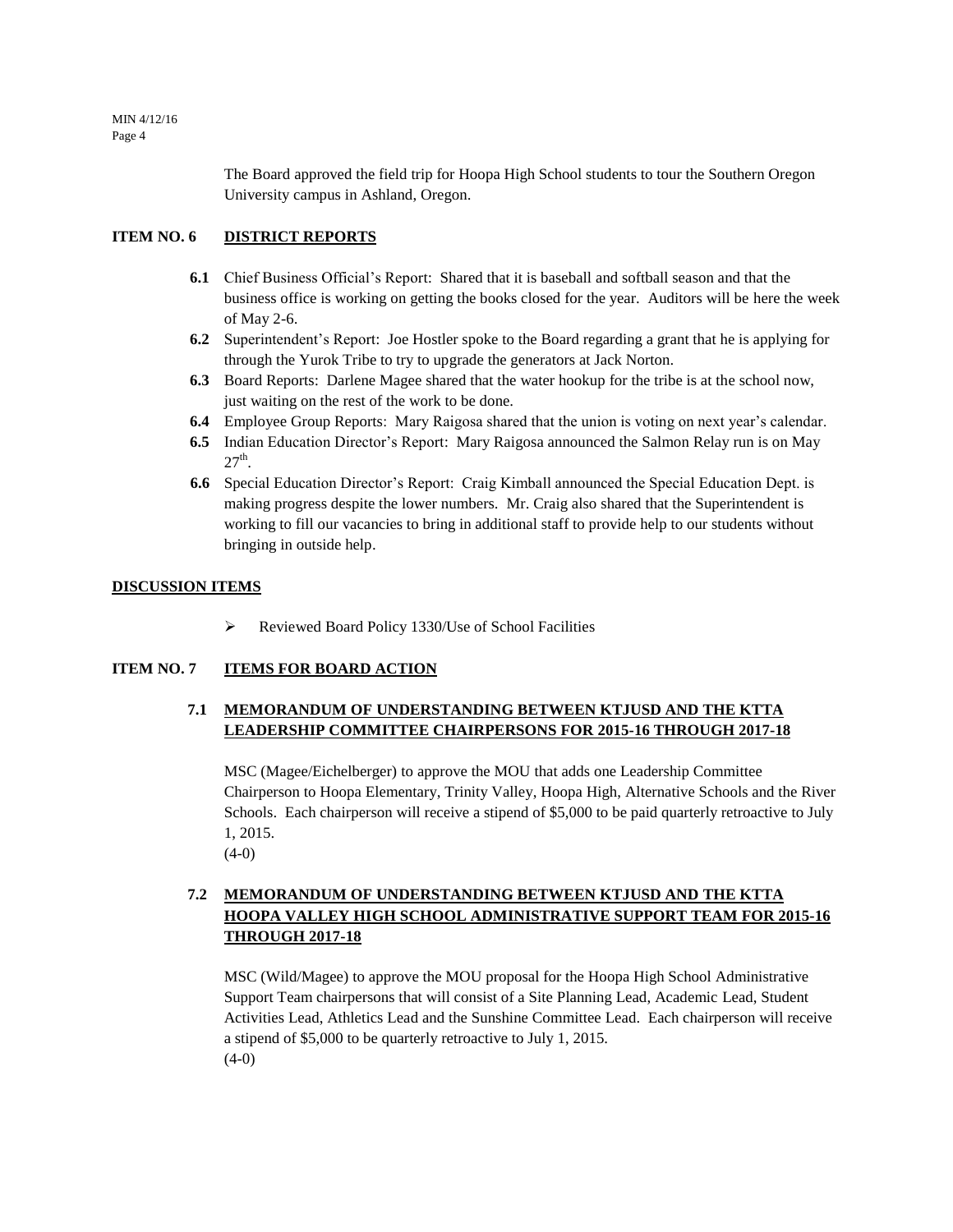The Board approved the field trip for Hoopa High School students to tour the Southern Oregon University campus in Ashland, Oregon.

## ITEM NO. 6 DISTRICT REPORTS

- **6.1** Chief Business Official's Report: Shared that it is baseball and softball season and that the business office is working on getting the books closed for the year. Auditors will be here the week of May 2-6.
- **6.2** Superintendent's Report: Joe Hostler spoke to the Board regarding a grant that he is applying for through the Yurok Tribe to try to upgrade the generators at Jack Norton.
- **6.3** Board Reports: Darlene Magee shared that the water hookup for the tribe is at the school now, just waiting on the rest of the work to be done.
- **6.4** Employee Group Reports: Mary Raigosa shared that the union is voting on next year's calendar.
- **6.5** Indian Education Director's Report: Mary Raigosa announced the Salmon Relay run is on May 27th.
- **6.6** Special Education Director's Report: Craig Kimball announced the Special Education Dept. is making progress despite the lower numbers. Mr. Craig also shared that the Superintendent is working to fill our vacancies to bring in additional staff to provide help to our students without bringing in outside help.

## DISCUSSION ITEMS

- Reviewed Board Policy 1330/Use of School Facilities

## ITEM NO. 7 ITEMS FOR BOARD ACTION

### 7.1 MEMORANDUM OF UNDERSTANDING BETWEEN KTJUSD AND THE KTTA LEADERSHIP COMMITTEE CHAIRPERSONS FOR 2015-16 THROUGH 2017-18

MSC (Magee/Eichelberger) to approve the MOU that adds one Leadership Committee Chairperson to Hoopa Elementary, Trinity Valley, Hoopa High, Alternative Schools and the River Schools. Each chairperson will receive a stipend of $5,000 to be paid quarterly retroactive to July 1, 2015.
(4-0)

### 7.2 MEMORANDUM OF UNDERSTANDING BETWEEN KTJUSD AND THE KTTA HOOPA VALLEY HIGH SCHOOL ADMINISTRATIVE SUPPORT TEAM FOR 2015-16 THROUGH 2017-18

MSC (Wild/Magee) to approve the MOU proposal for the Hoopa High School Administrative Support Team chairpersons that will consist of a Site Planning Lead, Academic Lead, Student Activities Lead, Athletics Lead and the Sunshine Committee Lead. Each chairperson will receive a stipend of $5,000 to be quarterly retroactive to July 1, 2015.
(4-0)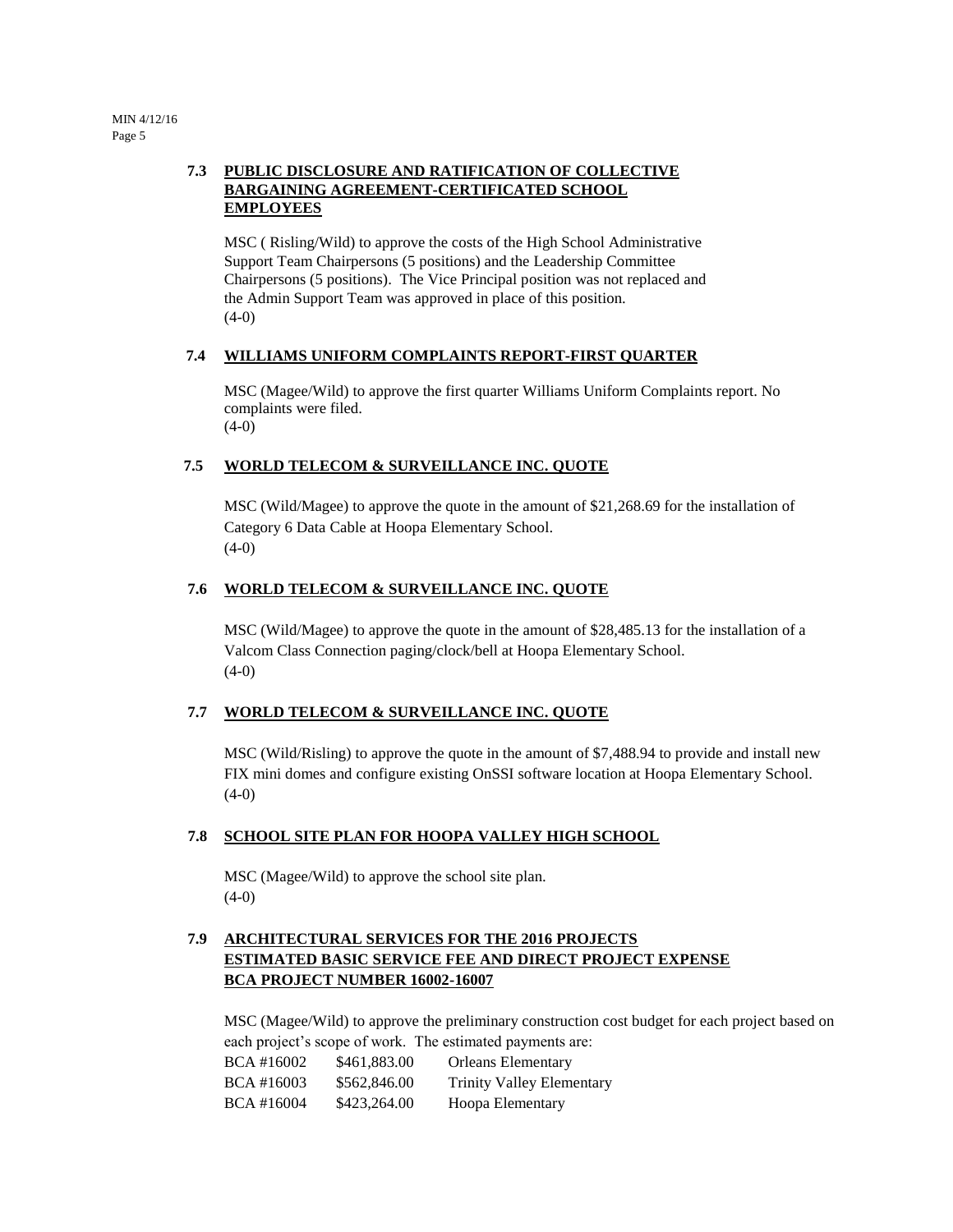### 7.3 PUBLIC DISCLOSURE AND RATIFICATION OF COLLECTIVE BARGAINING AGREEMENT-CERTIFICATED SCHOOL EMPLOYEES

MSC ( Risling/Wild) to approve the costs of the High School Administrative Support Team Chairpersons (5 positions) and the Leadership Committee Chairpersons (5 positions). The Vice Principal position was not replaced and the Admin Support Team was approved in place of this position.
(4-0)

### 7.4 WILLIAMS UNIFORM COMPLAINTS REPORT-FIRST QUARTER

MSC (Magee/Wild) to approve the first quarter Williams Uniform Complaints report. No complaints were filed.
(4-0)

### 7.5 WORLD TELECOM & SURVEILLANCE INC. QUOTE

MSC (Wild/Magee) to approve the quote in the amount of $21,268.69 for the installation of Category 6 Data Cable at Hoopa Elementary School.
(4-0)

### 7.6 WORLD TELECOM & SURVEILLANCE INC. QUOTE

MSC (Wild/Magee) to approve the quote in the amount of $28,485.13 for the installation of a Valcom Class Connection paging/clock/bell at Hoopa Elementary School.
(4-0)

### 7.7 WORLD TELECOM & SURVEILLANCE INC. QUOTE

MSC (Wild/Risling) to approve the quote in the amount of $7,488.94 to provide and install new FIX mini domes and configure existing OnSSI software location at Hoopa Elementary School.
(4-0)

### 7.8 SCHOOL SITE PLAN FOR HOOPA VALLEY HIGH SCHOOL

MSC (Magee/Wild) to approve the school site plan.
(4-0)

### 7.9 ARCHITECTURAL SERVICES FOR THE 2016 PROJECTS ESTIMATED BASIC SERVICE FEE AND DIRECT PROJECT EXPENSE BCA PROJECT NUMBER 16002-16007

MSC (Magee/Wild) to approve the preliminary construction cost budget for each project based on each project's scope of work. The estimated payments are:

| | | |
|---|---|---|
| BCA #16002 | $461,883.00 | Orleans Elementary |
| BCA #16003 | $562,846.00 | Trinity Valley Elementary |
| BCA #16004 | $423,264.00 | Hoopa Elementary |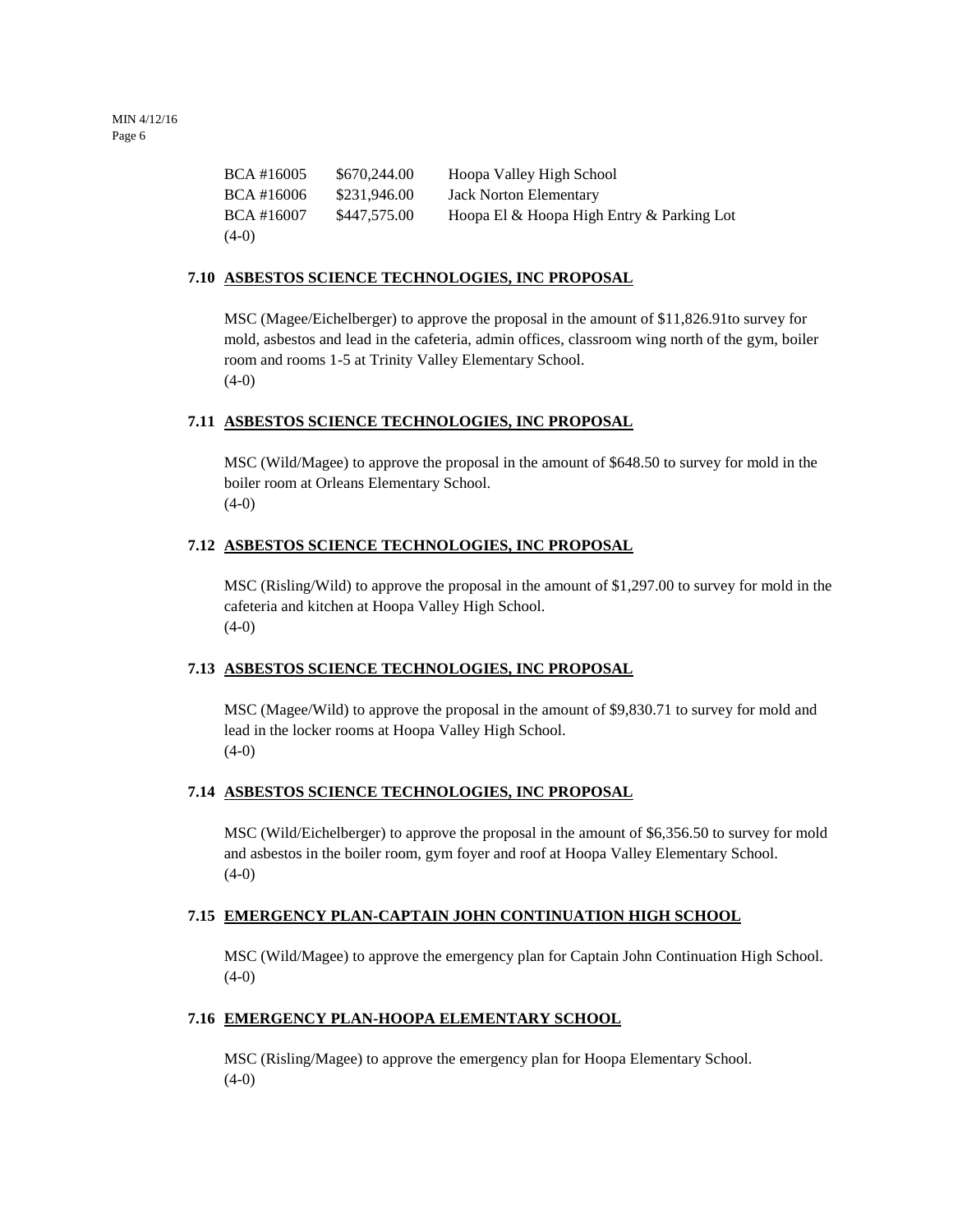| | | |
|---|---|---|
| BCA #16005 | $670,244.00 | Hoopa Valley High School |
| BCA #16006 | $231,946.00 | Jack Norton Elementary |
| BCA #16007 | $447,575.00 | Hoopa El & Hoopa High Entry & Parking Lot |

(4-0)

**7.10 ASBESTOS SCIENCE TECHNOLOGIES, INC PROPOSAL**

MSC (Magee/Eichelberger) to approve the proposal in the amount of $11,826.91to survey for mold, asbestos and lead in the cafeteria, admin offices, classroom wing north of the gym, boiler room and rooms 1-5 at Trinity Valley Elementary School.
(4-0)

**7.11 ASBESTOS SCIENCE TECHNOLOGIES, INC PROPOSAL**

MSC (Wild/Magee) to approve the proposal in the amount of $648.50 to survey for mold in the boiler room at Orleans Elementary School.
(4-0)

**7.12 ASBESTOS SCIENCE TECHNOLOGIES, INC PROPOSAL**

MSC (Risling/Wild) to approve the proposal in the amount of $1,297.00 to survey for mold in the cafeteria and kitchen at Hoopa Valley High School.
(4-0)

**7.13 ASBESTOS SCIENCE TECHNOLOGIES, INC PROPOSAL**

MSC (Magee/Wild) to approve the proposal in the amount of $9,830.71 to survey for mold and lead in the locker rooms at Hoopa Valley High School.
(4-0)

**7.14 ASBESTOS SCIENCE TECHNOLOGIES, INC PROPOSAL**

MSC (Wild/Eichelberger) to approve the proposal in the amount of $6,356.50 to survey for mold and asbestos in the boiler room, gym foyer and roof at Hoopa Valley Elementary School.
(4-0)

**7.15 EMERGENCY PLAN-CAPTAIN JOHN CONTINUATION HIGH SCHOOL**

MSC (Wild/Magee) to approve the emergency plan for Captain John Continuation High School.
(4-0)

**7.16 EMERGENCY PLAN-HOOPA ELEMENTARY SCHOOL**

MSC (Risling/Magee) to approve the emergency plan for Hoopa Elementary School.
(4-0)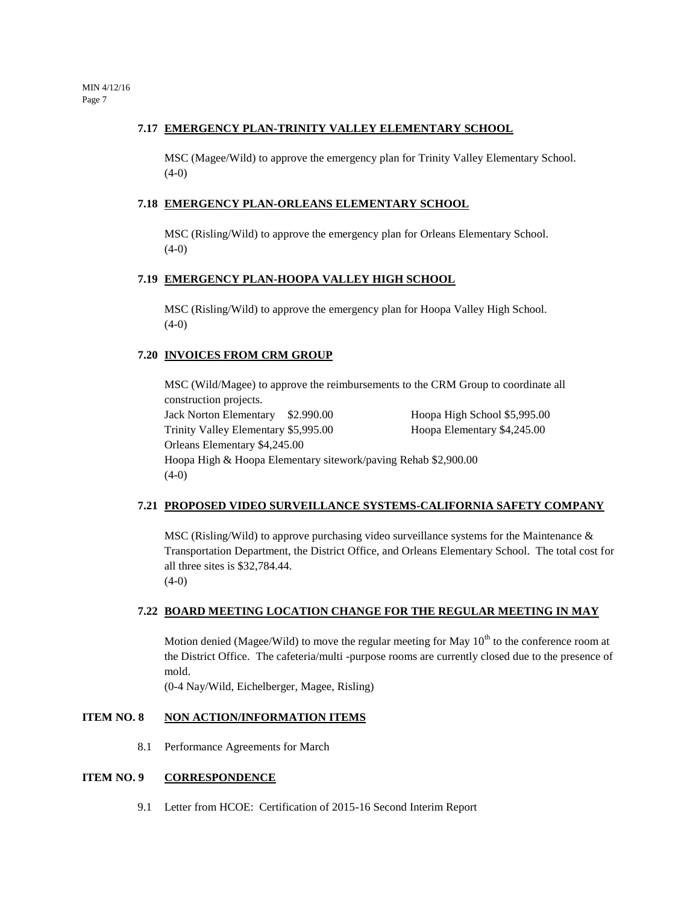### 7.17 EMERGENCY PLAN-TRINITY VALLEY ELEMENTARY SCHOOL

MSC (Magee/Wild) to approve the emergency plan for Trinity Valley Elementary School. (4-0)

### 7.18 EMERGENCY PLAN-ORLEANS ELEMENTARY SCHOOL

MSC (Risling/Wild) to approve the emergency plan for Orleans Elementary School. (4-0)

### 7.19 EMERGENCY PLAN-HOOPA VALLEY HIGH SCHOOL

MSC (Risling/Wild) to approve the emergency plan for Hoopa Valley High School. (4-0)

### 7.20 INVOICES FROM CRM GROUP

MSC (Wild/Magee) to approve the reimbursements to the CRM Group to coordinate all construction projects.

Jack Norton Elementary $2.990.00
Hoopa High School $5,995.00
Trinity Valley Elementary $5,995.00
Hoopa Elementary $4,245.00
Orleans Elementary $4,245.00
Hoopa High & Hoopa Elementary sitework/paving Rehab $2,900.00
(4-0)

### 7.21 PROPOSED VIDEO SURVEILLANCE SYSTEMS-CALIFORNIA SAFETY COMPANY

MSC (Risling/Wild) to approve purchasing video surveillance systems for the Maintenance & Transportation Department, the District Office, and Orleans Elementary School. The total cost for all three sites is $32,784.44.
(4-0)

### 7.22 BOARD MEETING LOCATION CHANGE FOR THE REGULAR MEETING IN MAY

Motion denied (Magee/Wild) to move the regular meeting for May 10th to the conference room at the District Office. The cafeteria/multi -purpose rooms are currently closed due to the presence of mold.
(0-4 Nay/Wild, Eichelberger, Magee, Risling)

## ITEM NO. 8 NON ACTION/INFORMATION ITEMS

8.1 Performance Agreements for March

## ITEM NO. 9 CORRESPONDENCE

9.1 Letter from HCOE: Certification of 2015-16 Second Interim Report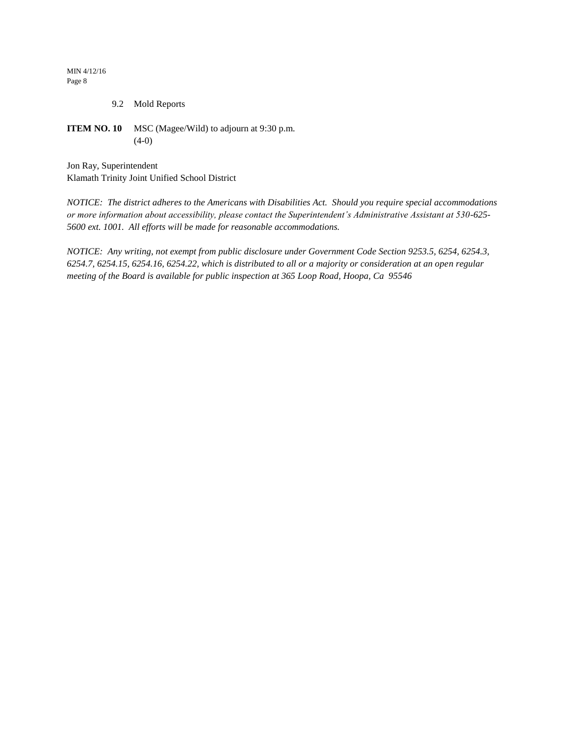9.2 Mold Reports

**ITEM NO. 10** MSC (Magee/Wild) to adjourn at 9:30 p.m. (4-0)

Jon Ray, Superintendent
Klamath Trinity Joint Unified School District

*NOTICE: The district adheres to the Americans with Disabilities Act. Should you require special accommodations or more information about accessibility, please contact the Superintendent's Administrative Assistant at 530-625-5600 ext. 1001. All efforts will be made for reasonable accommodations.*

*NOTICE: Any writing, not exempt from public disclosure under Government Code Section 9253.5, 6254, 6254.3, 6254.7, 6254.15, 6254.16, 6254.22, which is distributed to all or a majority or consideration at an open regular meeting of the Board is available for public inspection at 365 Loop Road, Hoopa, Ca 95546*